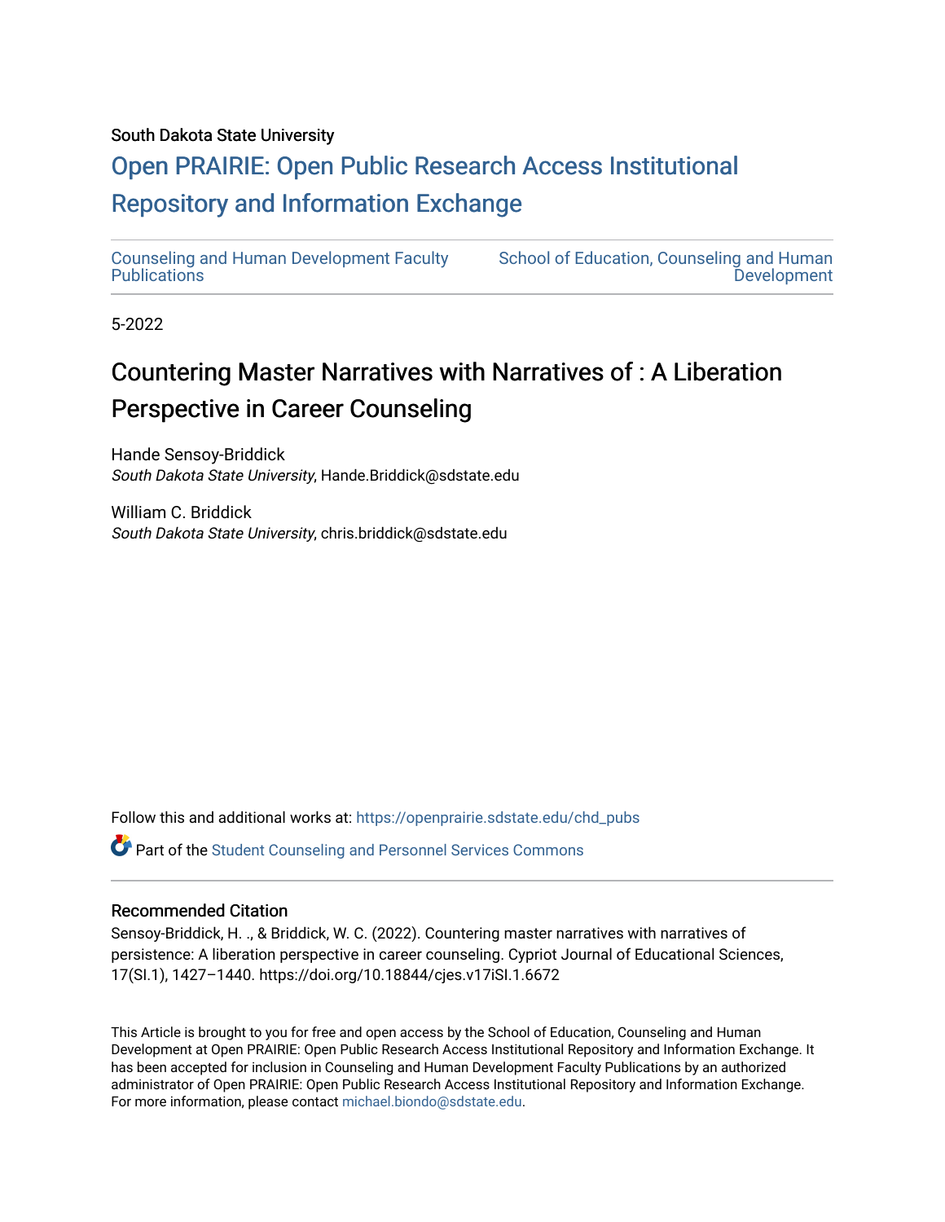South Dakota State University

# [Open PRAIRIE: Open Public Research Access Institutional Repository and Information Exchange](https://openprairie.sdstate.edu/)

[Counseling and Human Development Faculty Publications](https://openprairie.sdstate.edu/chd_pubs) | [School of Education, Counseling and Human Development](https://openprairie.sdstate.edu/chd)

5-2022

## Countering Master Narratives with Narratives of : A Liberation Perspective in Career Counseling

Hande Sensoy-Briddick
*South Dakota State University*, Hande.Briddick@sdstate.edu

William C. Briddick
*South Dakota State University*, chris.briddick@sdstate.edu

Follow this and additional works at: https://openprairie.sdstate.edu/chd_pubs

Part of the Student Counseling and Personnel Services Commons

### Recommended Citation

Sensoy-Briddick, H. ., & Briddick, W. C. (2022). Countering master narratives with narratives of persistence: A liberation perspective in career counseling. Cypriot Journal of Educational Sciences, 17(SI.1), 1427–1440. https://doi.org/10.18844/cjes.v17iSI.1.6672

This Article is brought to you for free and open access by the School of Education, Counseling and Human Development at Open PRAIRIE: Open Public Research Access Institutional Repository and Information Exchange. It has been accepted for inclusion in Counseling and Human Development Faculty Publications by an authorized administrator of Open PRAIRIE: Open Public Research Access Institutional Repository and Information Exchange. For more information, please contact michael.biondo@sdstate.edu.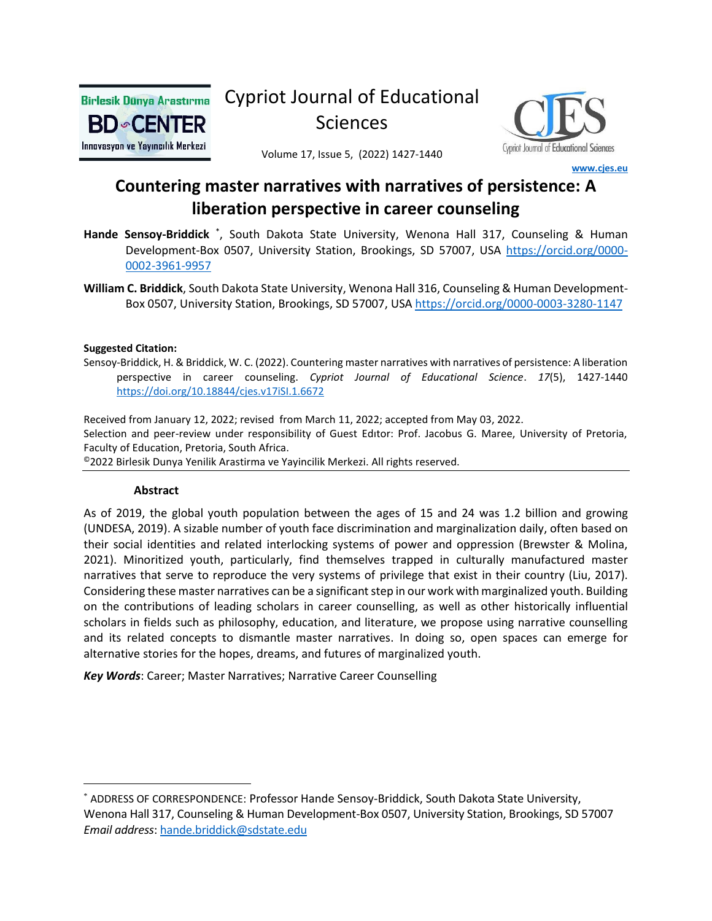# Countering master narratives with narratives of persistence: A liberation perspective in career counseling

**Hande Sensoy-Briddick** *, South Dakota State University, Wenona Hall 317, Counseling & Human Development-Box 0507, University Station, Brookings, SD 57007, USA https://orcid.org/0000-0002-3961-9957

**William C. Briddick**, South Dakota State University, Wenona Hall 316, Counseling & Human Development-Box 0507, University Station, Brookings, SD 57007, USA https://orcid.org/0000-0003-3280-1147

**Suggested Citation:**

Sensoy-Briddick, H. & Briddick, W. C. (2022). Countering master narratives with narratives of persistence: A liberation perspective in career counseling. *Cypriot Journal of Educational Science*. *17*(5), 1427-1440 https://doi.org/10.18844/cjes.v17iSI.1.6672

Received from January 12, 2022; revised from March 11, 2022; accepted from May 03, 2022.
Selection and peer-review under responsibility of Guest Edıtor: Prof. Jacobus G. Maree, University of Pretoria, Faculty of Education, Pretoria, South Africa.
©2022 Birlesik Dunya Yenilik Arastirma ve Yayincilik Merkezi. All rights reserved.

## Abstract

As of 2019, the global youth population between the ages of 15 and 24 was 1.2 billion and growing (UNDESA, 2019). A sizable number of youth face discrimination and marginalization daily, often based on their social identities and related interlocking systems of power and oppression (Brewster & Molina, 2021). Minoritized youth, particularly, find themselves trapped in culturally manufactured master narratives that serve to reproduce the very systems of privilege that exist in their country (Liu, 2017). Considering these master narratives can be a significant step in our work with marginalized youth. Building on the contributions of leading scholars in career counselling, as well as other historically influential scholars in fields such as philosophy, education, and literature, we propose using narrative counselling and its related concepts to dismantle master narratives. In doing so, open spaces can emerge for alternative stories for the hopes, dreams, and futures of marginalized youth.

***Key Words***: Career; Master Narratives; Narrative Career Counselling

---

* ADDRESS OF CORRESPONDENCE: Professor Hande Sensoy-Briddick, South Dakota State University, Wenona Hall 317, Counseling & Human Development-Box 0507, University Station, Brookings, SD 57007
*Email address*: hande.briddick@sdstate.edu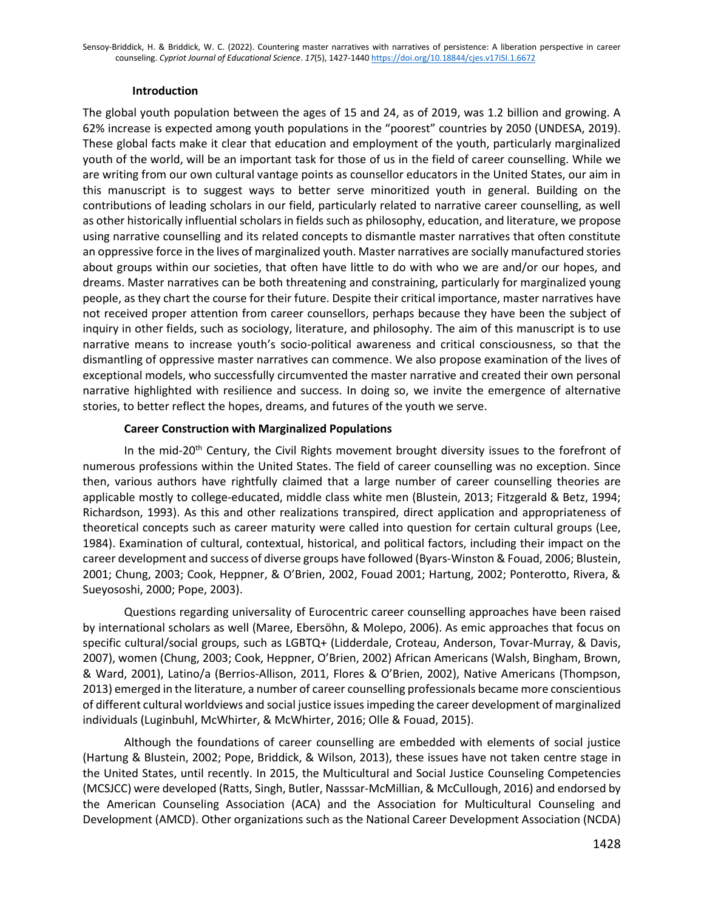## Introduction

The global youth population between the ages of 15 and 24, as of 2019, was 1.2 billion and growing. A 62% increase is expected among youth populations in the "poorest" countries by 2050 (UNDESA, 2019). These global facts make it clear that education and employment of the youth, particularly marginalized youth of the world, will be an important task for those of us in the field of career counselling. While we are writing from our own cultural vantage points as counsellor educators in the United States, our aim in this manuscript is to suggest ways to better serve minoritized youth in general. Building on the contributions of leading scholars in our field, particularly related to narrative career counselling, as well as other historically influential scholars in fields such as philosophy, education, and literature, we propose using narrative counselling and its related concepts to dismantle master narratives that often constitute an oppressive force in the lives of marginalized youth. Master narratives are socially manufactured stories about groups within our societies, that often have little to do with who we are and/or our hopes, and dreams. Master narratives can be both threatening and constraining, particularly for marginalized young people, as they chart the course for their future. Despite their critical importance, master narratives have not received proper attention from career counsellors, perhaps because they have been the subject of inquiry in other fields, such as sociology, literature, and philosophy. The aim of this manuscript is to use narrative means to increase youth's socio-political awareness and critical consciousness, so that the dismantling of oppressive master narratives can commence. We also propose examination of the lives of exceptional models, who successfully circumvented the master narrative and created their own personal narrative highlighted with resilience and success. In doing so, we invite the emergence of alternative stories, to better reflect the hopes, dreams, and futures of the youth we serve.

## Career Construction with Marginalized Populations

In the mid-20th Century, the Civil Rights movement brought diversity issues to the forefront of numerous professions within the United States. The field of career counselling was no exception. Since then, various authors have rightfully claimed that a large number of career counselling theories are applicable mostly to college-educated, middle class white men (Blustein, 2013; Fitzgerald & Betz, 1994; Richardson, 1993). As this and other realizations transpired, direct application and appropriateness of theoretical concepts such as career maturity were called into question for certain cultural groups (Lee, 1984). Examination of cultural, contextual, historical, and political factors, including their impact on the career development and success of diverse groups have followed (Byars-Winston & Fouad, 2006; Blustein, 2001; Chung, 2003; Cook, Heppner, & O'Brien, 2002, Fouad 2001; Hartung, 2002; Ponterotto, Rivera, & Sueyososhi, 2000; Pope, 2003).

Questions regarding universality of Eurocentric career counselling approaches have been raised by international scholars as well (Maree, Ebersöhn, & Molepo, 2006). As emic approaches that focus on specific cultural/social groups, such as LGBTQ+ (Lidderdale, Croteau, Anderson, Tovar-Murray, & Davis, 2007), women (Chung, 2003; Cook, Heppner, O'Brien, 2002) African Americans (Walsh, Bingham, Brown, & Ward, 2001), Latino/a (Berrios-Allison, 2011, Flores & O'Brien, 2002), Native Americans (Thompson, 2013) emerged in the literature, a number of career counselling professionals became more conscientious of different cultural worldviews and social justice issues impeding the career development of marginalized individuals (Luginbuhl, McWhirter, & McWhirter, 2016; Olle & Fouad, 2015).

Although the foundations of career counselling are embedded with elements of social justice (Hartung & Blustein, 2002; Pope, Briddick, & Wilson, 2013), these issues have not taken centre stage in the United States, until recently. In 2015, the Multicultural and Social Justice Counseling Competencies (MCSJCC) were developed (Ratts, Singh, Butler, Nasssar-McMillian, & McCullough, 2016) and endorsed by the American Counseling Association (ACA) and the Association for Multicultural Counseling and Development (AMCD). Other organizations such as the National Career Development Association (NCDA)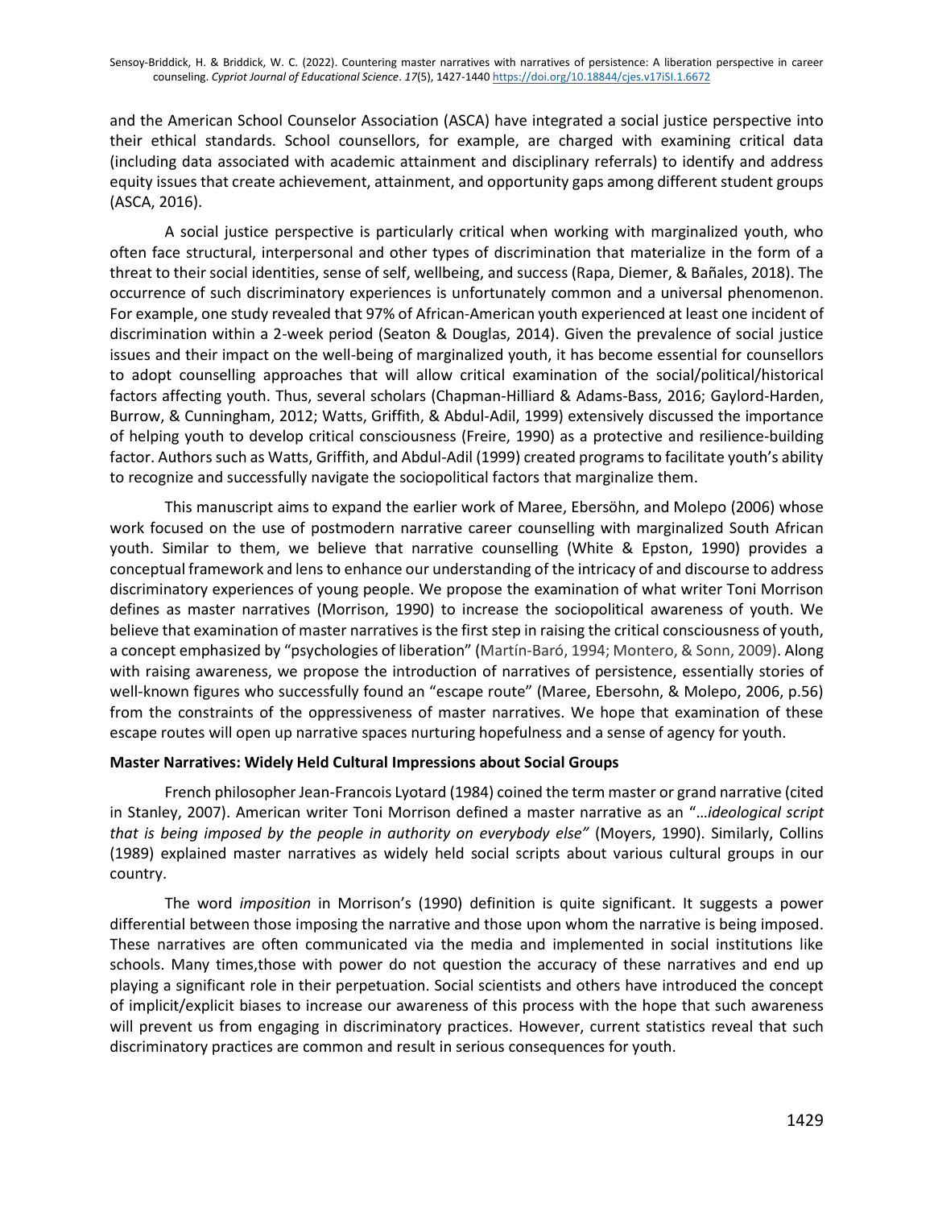and the American School Counselor Association (ASCA) have integrated a social justice perspective into their ethical standards. School counsellors, for example, are charged with examining critical data (including data associated with academic attainment and disciplinary referrals) to identify and address equity issues that create achievement, attainment, and opportunity gaps among different student groups (ASCA, 2016).

A social justice perspective is particularly critical when working with marginalized youth, who often face structural, interpersonal and other types of discrimination that materialize in the form of a threat to their social identities, sense of self, wellbeing, and success (Rapa, Diemer, & Bañales, 2018). The occurrence of such discriminatory experiences is unfortunately common and a universal phenomenon. For example, one study revealed that 97% of African-American youth experienced at least one incident of discrimination within a 2-week period (Seaton & Douglas, 2014). Given the prevalence of social justice issues and their impact on the well-being of marginalized youth, it has become essential for counsellors to adopt counselling approaches that will allow critical examination of the social/political/historical factors affecting youth. Thus, several scholars (Chapman-Hilliard & Adams-Bass, 2016; Gaylord-Harden, Burrow, & Cunningham, 2012; Watts, Griffith, & Abdul-Adil, 1999) extensively discussed the importance of helping youth to develop critical consciousness (Freire, 1990) as a protective and resilience-building factor. Authors such as Watts, Griffith, and Abdul-Adil (1999) created programs to facilitate youth's ability to recognize and successfully navigate the sociopolitical factors that marginalize them.

This manuscript aims to expand the earlier work of Maree, Ebersöhn, and Molepo (2006) whose work focused on the use of postmodern narrative career counselling with marginalized South African youth. Similar to them, we believe that narrative counselling (White & Epston, 1990) provides a conceptual framework and lens to enhance our understanding of the intricacy of and discourse to address discriminatory experiences of young people. We propose the examination of what writer Toni Morrison defines as master narratives (Morrison, 1990) to increase the sociopolitical awareness of youth. We believe that examination of master narratives is the first step in raising the critical consciousness of youth, a concept emphasized by "psychologies of liberation" (Martín-Baró, 1994; Montero, & Sonn, 2009). Along with raising awareness, we propose the introduction of narratives of persistence, essentially stories of well-known figures who successfully found an "escape route" (Maree, Ebersohn, & Molepo, 2006, p.56) from the constraints of the oppressiveness of master narratives. We hope that examination of these escape routes will open up narrative spaces nurturing hopefulness and a sense of agency for youth.

**Master Narratives: Widely Held Cultural Impressions about Social Groups**

French philosopher Jean-Francois Lyotard (1984) coined the term master or grand narrative (cited in Stanley, 2007). American writer Toni Morrison defined a master narrative as an "…*ideological script that is being imposed by the people in authority on everybody else"* (Moyers, 1990). Similarly, Collins (1989) explained master narratives as widely held social scripts about various cultural groups in our country.

The word *imposition* in Morrison's (1990) definition is quite significant. It suggests a power differential between those imposing the narrative and those upon whom the narrative is being imposed. These narratives are often communicated via the media and implemented in social institutions like schools. Many times,those with power do not question the accuracy of these narratives and end up playing a significant role in their perpetuation. Social scientists and others have introduced the concept of implicit/explicit biases to increase our awareness of this process with the hope that such awareness will prevent us from engaging in discriminatory practices. However, current statistics reveal that such discriminatory practices are common and result in serious consequences for youth.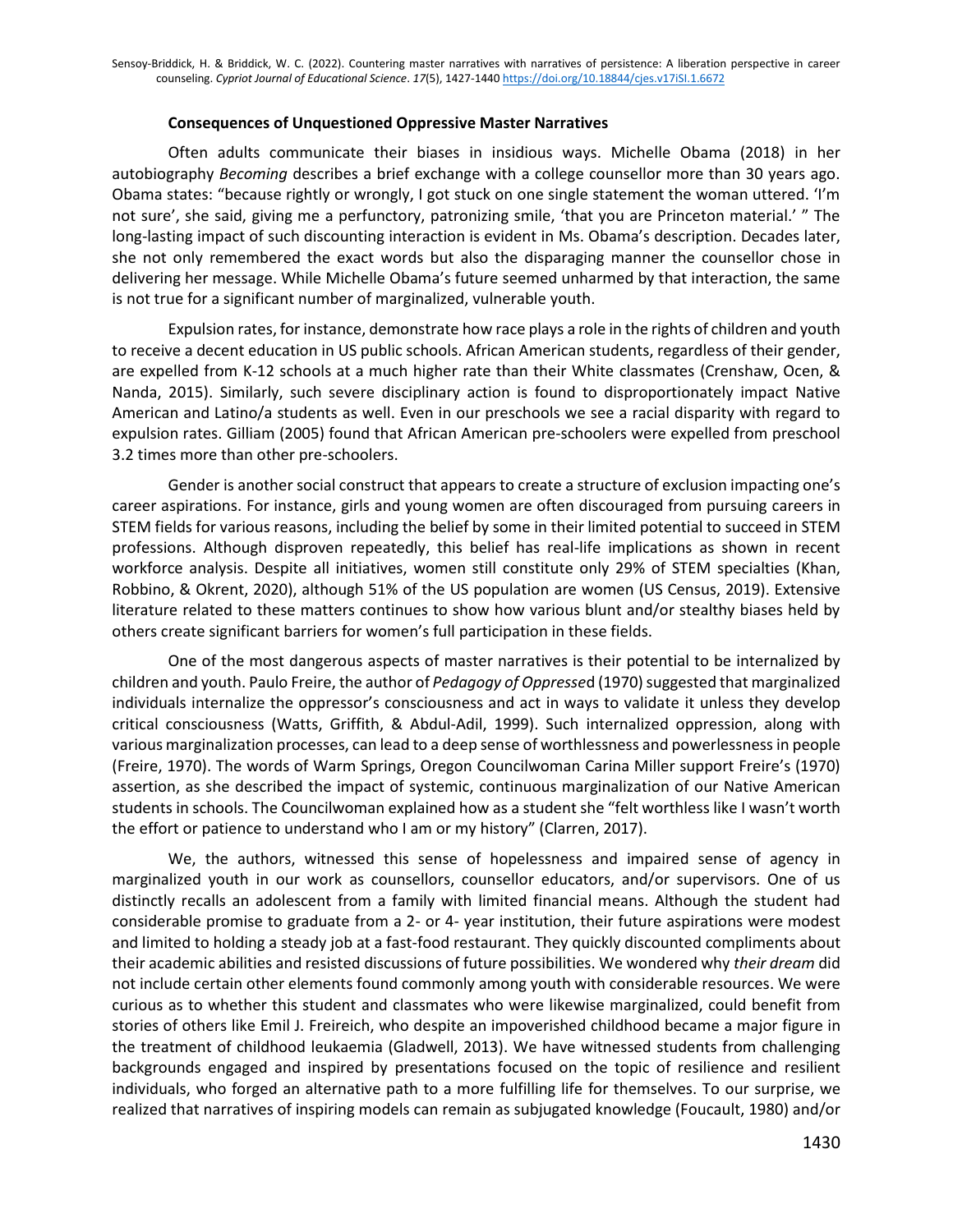### Consequences of Unquestioned Oppressive Master Narratives

Often adults communicate their biases in insidious ways. Michelle Obama (2018) in her autobiography *Becoming* describes a brief exchange with a college counsellor more than 30 years ago. Obama states: "because rightly or wrongly, I got stuck on one single statement the woman uttered. 'I'm not sure', she said, giving me a perfunctory, patronizing smile, 'that you are Princeton material.' " The long-lasting impact of such discounting interaction is evident in Ms. Obama's description. Decades later, she not only remembered the exact words but also the disparaging manner the counsellor chose in delivering her message. While Michelle Obama's future seemed unharmed by that interaction, the same is not true for a significant number of marginalized, vulnerable youth.

Expulsion rates, for instance, demonstrate how race plays a role in the rights of children and youth to receive a decent education in US public schools. African American students, regardless of their gender, are expelled from K-12 schools at a much higher rate than their White classmates (Crenshaw, Ocen, & Nanda, 2015). Similarly, such severe disciplinary action is found to disproportionately impact Native American and Latino/a students as well. Even in our preschools we see a racial disparity with regard to expulsion rates. Gilliam (2005) found that African American pre-schoolers were expelled from preschool 3.2 times more than other pre-schoolers.

Gender is another social construct that appears to create a structure of exclusion impacting one's career aspirations. For instance, girls and young women are often discouraged from pursuing careers in STEM fields for various reasons, including the belief by some in their limited potential to succeed in STEM professions. Although disproven repeatedly, this belief has real-life implications as shown in recent workforce analysis. Despite all initiatives, women still constitute only 29% of STEM specialties (Khan, Robbino, & Okrent, 2020), although 51% of the US population are women (US Census, 2019). Extensive literature related to these matters continues to show how various blunt and/or stealthy biases held by others create significant barriers for women's full participation in these fields.

One of the most dangerous aspects of master narratives is their potential to be internalized by children and youth. Paulo Freire, the author of *Pedagogy of Oppressed* (1970) suggested that marginalized individuals internalize the oppressor's consciousness and act in ways to validate it unless they develop critical consciousness (Watts, Griffith, & Abdul-Adil, 1999). Such internalized oppression, along with various marginalization processes, can lead to a deep sense of worthlessness and powerlessness in people (Freire, 1970). The words of Warm Springs, Oregon Councilwoman Carina Miller support Freire's (1970) assertion, as she described the impact of systemic, continuous marginalization of our Native American students in schools. The Councilwoman explained how as a student she "felt worthless like I wasn't worth the effort or patience to understand who I am or my history" (Clarren, 2017).

We, the authors, witnessed this sense of hopelessness and impaired sense of agency in marginalized youth in our work as counsellors, counsellor educators, and/or supervisors. One of us distinctly recalls an adolescent from a family with limited financial means. Although the student had considerable promise to graduate from a 2- or 4- year institution, their future aspirations were modest and limited to holding a steady job at a fast-food restaurant. They quickly discounted compliments about their academic abilities and resisted discussions of future possibilities. We wondered why *their dream* did not include certain other elements found commonly among youth with considerable resources. We were curious as to whether this student and classmates who were likewise marginalized, could benefit from stories of others like Emil J. Freireich, who despite an impoverished childhood became a major figure in the treatment of childhood leukaemia (Gladwell, 2013). We have witnessed students from challenging backgrounds engaged and inspired by presentations focused on the topic of resilience and resilient individuals, who forged an alternative path to a more fulfilling life for themselves. To our surprise, we realized that narratives of inspiring models can remain as subjugated knowledge (Foucault, 1980) and/or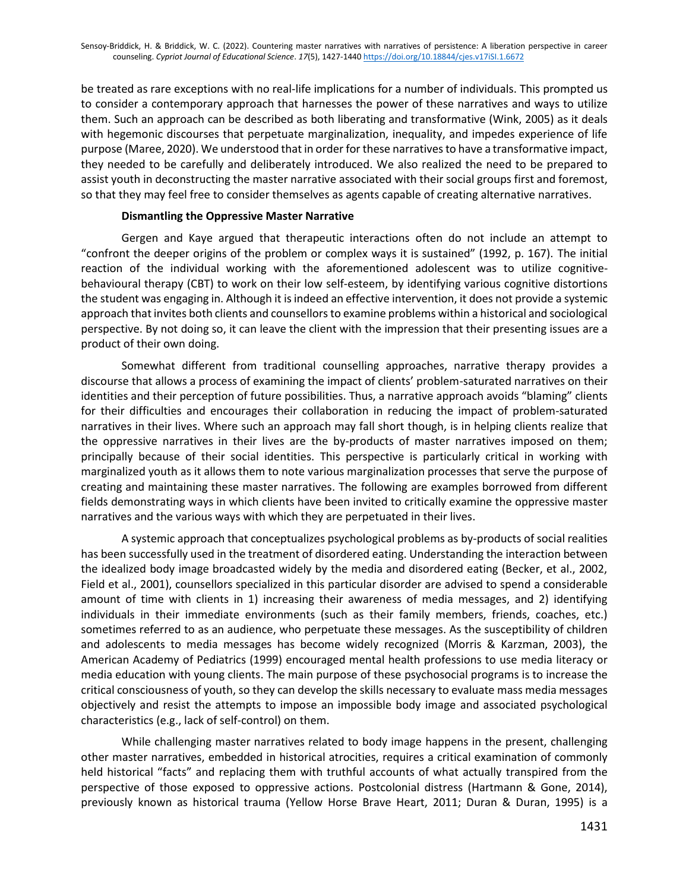be treated as rare exceptions with no real-life implications for a number of individuals. This prompted us to consider a contemporary approach that harnesses the power of these narratives and ways to utilize them. Such an approach can be described as both liberating and transformative (Wink, 2005) as it deals with hegemonic discourses that perpetuate marginalization, inequality, and impedes experience of life purpose (Maree, 2020). We understood that in order for these narratives to have a transformative impact, they needed to be carefully and deliberately introduced. We also realized the need to be prepared to assist youth in deconstructing the master narrative associated with their social groups first and foremost, so that they may feel free to consider themselves as agents capable of creating alternative narratives.

### Dismantling the Oppressive Master Narrative

Gergen and Kaye argued that therapeutic interactions often do not include an attempt to "confront the deeper origins of the problem or complex ways it is sustained" (1992, p. 167). The initial reaction of the individual working with the aforementioned adolescent was to utilize cognitive-behavioural therapy (CBT) to work on their low self-esteem, by identifying various cognitive distortions the student was engaging in. Although it is indeed an effective intervention, it does not provide a systemic approach that invites both clients and counsellors to examine problems within a historical and sociological perspective. By not doing so, it can leave the client with the impression that their presenting issues are a product of their own doing.

Somewhat different from traditional counselling approaches, narrative therapy provides a discourse that allows a process of examining the impact of clients' problem-saturated narratives on their identities and their perception of future possibilities. Thus, a narrative approach avoids "blaming" clients for their difficulties and encourages their collaboration in reducing the impact of problem-saturated narratives in their lives. Where such an approach may fall short though, is in helping clients realize that the oppressive narratives in their lives are the by-products of master narratives imposed on them; principally because of their social identities. This perspective is particularly critical in working with marginalized youth as it allows them to note various marginalization processes that serve the purpose of creating and maintaining these master narratives. The following are examples borrowed from different fields demonstrating ways in which clients have been invited to critically examine the oppressive master narratives and the various ways with which they are perpetuated in their lives.

A systemic approach that conceptualizes psychological problems as by-products of social realities has been successfully used in the treatment of disordered eating. Understanding the interaction between the idealized body image broadcasted widely by the media and disordered eating (Becker, et al., 2002, Field et al., 2001), counsellors specialized in this particular disorder are advised to spend a considerable amount of time with clients in 1) increasing their awareness of media messages, and 2) identifying individuals in their immediate environments (such as their family members, friends, coaches, etc.) sometimes referred to as an audience, who perpetuate these messages. As the susceptibility of children and adolescents to media messages has become widely recognized (Morris & Karzman, 2003), the American Academy of Pediatrics (1999) encouraged mental health professions to use media literacy or media education with young clients. The main purpose of these psychosocial programs is to increase the critical consciousness of youth, so they can develop the skills necessary to evaluate mass media messages objectively and resist the attempts to impose an impossible body image and associated psychological characteristics (e.g., lack of self-control) on them.

While challenging master narratives related to body image happens in the present, challenging other master narratives, embedded in historical atrocities, requires a critical examination of commonly held historical "facts" and replacing them with truthful accounts of what actually transpired from the perspective of those exposed to oppressive actions. Postcolonial distress (Hartmann & Gone, 2014), previously known as historical trauma (Yellow Horse Brave Heart, 2011; Duran & Duran, 1995) is a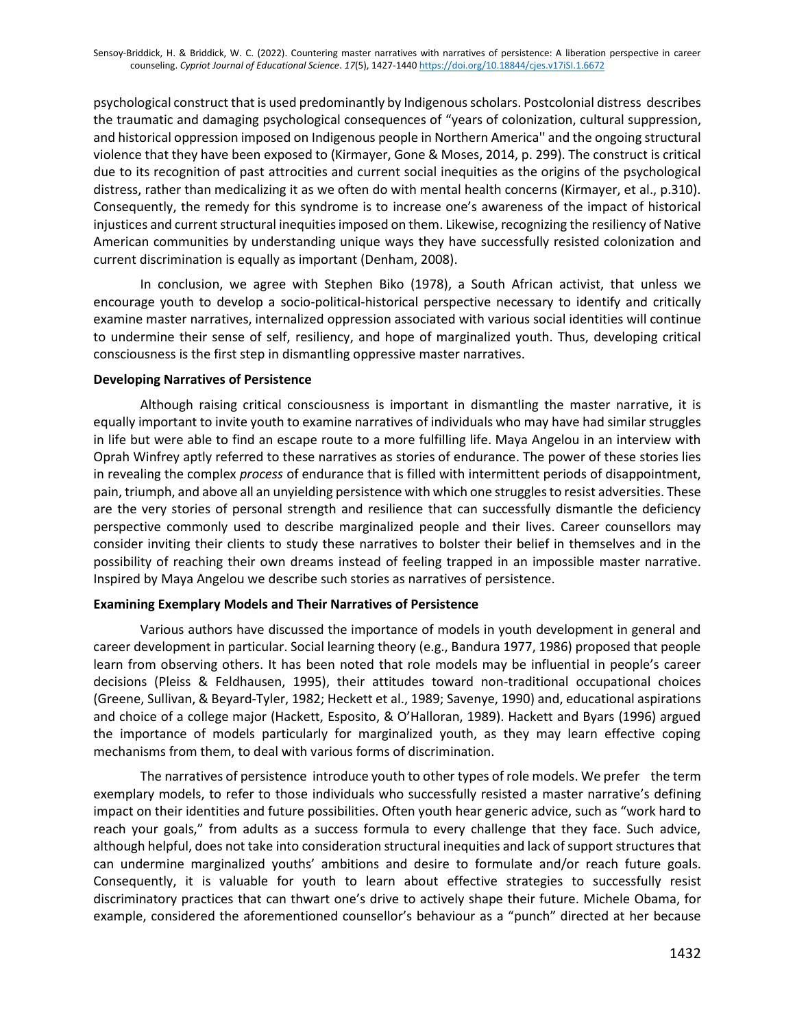psychological construct that is used predominantly by Indigenous scholars. Postcolonial distress describes the traumatic and damaging psychological consequences of "years of colonization, cultural suppression, and historical oppression imposed on Indigenous people in Northern America'' and the ongoing structural violence that they have been exposed to (Kirmayer, Gone & Moses, 2014, p. 299). The construct is critical due to its recognition of past attrocities and current social inequities as the origins of the psychological distress, rather than medicalizing it as we often do with mental health concerns (Kirmayer, et al., p.310). Consequently, the remedy for this syndrome is to increase one's awareness of the impact of historical injustices and current structural inequities imposed on them. Likewise, recognizing the resiliency of Native American communities by understanding unique ways they have successfully resisted colonization and current discrimination is equally as important (Denham, 2008).

In conclusion, we agree with Stephen Biko (1978), a South African activist, that unless we encourage youth to develop a socio-political-historical perspective necessary to identify and critically examine master narratives, internalized oppression associated with various social identities will continue to undermine their sense of self, resiliency, and hope of marginalized youth. Thus, developing critical consciousness is the first step in dismantling oppressive master narratives.

**Developing Narratives of Persistence**

Although raising critical consciousness is important in dismantling the master narrative, it is equally important to invite youth to examine narratives of individuals who may have had similar struggles in life but were able to find an escape route to a more fulfilling life. Maya Angelou in an interview with Oprah Winfrey aptly referred to these narratives as stories of endurance. The power of these stories lies in revealing the complex *process* of endurance that is filled with intermittent periods of disappointment, pain, triumph, and above all an unyielding persistence with which one struggles to resist adversities. These are the very stories of personal strength and resilience that can successfully dismantle the deficiency perspective commonly used to describe marginalized people and their lives. Career counsellors may consider inviting their clients to study these narratives to bolster their belief in themselves and in the possibility of reaching their own dreams instead of feeling trapped in an impossible master narrative. Inspired by Maya Angelou we describe such stories as narratives of persistence.

**Examining Exemplary Models and Their Narratives of Persistence**

Various authors have discussed the importance of models in youth development in general and career development in particular. Social learning theory (e.g., Bandura 1977, 1986) proposed that people learn from observing others. It has been noted that role models may be influential in people's career decisions (Pleiss & Feldhausen, 1995), their attitudes toward non-traditional occupational choices (Greene, Sullivan, & Beyard-Tyler, 1982; Heckett et al., 1989; Savenye, 1990) and, educational aspirations and choice of a college major (Hackett, Esposito, & O'Halloran, 1989). Hackett and Byars (1996) argued the importance of models particularly for marginalized youth, as they may learn effective coping mechanisms from them, to deal with various forms of discrimination.

The narratives of persistence introduce youth to other types of role models. We prefer the term exemplary models, to refer to those individuals who successfully resisted a master narrative's defining impact on their identities and future possibilities. Often youth hear generic advice, such as "work hard to reach your goals," from adults as a success formula to every challenge that they face. Such advice, although helpful, does not take into consideration structural inequities and lack of support structures that can undermine marginalized youths' ambitions and desire to formulate and/or reach future goals. Consequently, it is valuable for youth to learn about effective strategies to successfully resist discriminatory practices that can thwart one's drive to actively shape their future. Michele Obama, for example, considered the aforementioned counsellor's behaviour as a "punch" directed at her because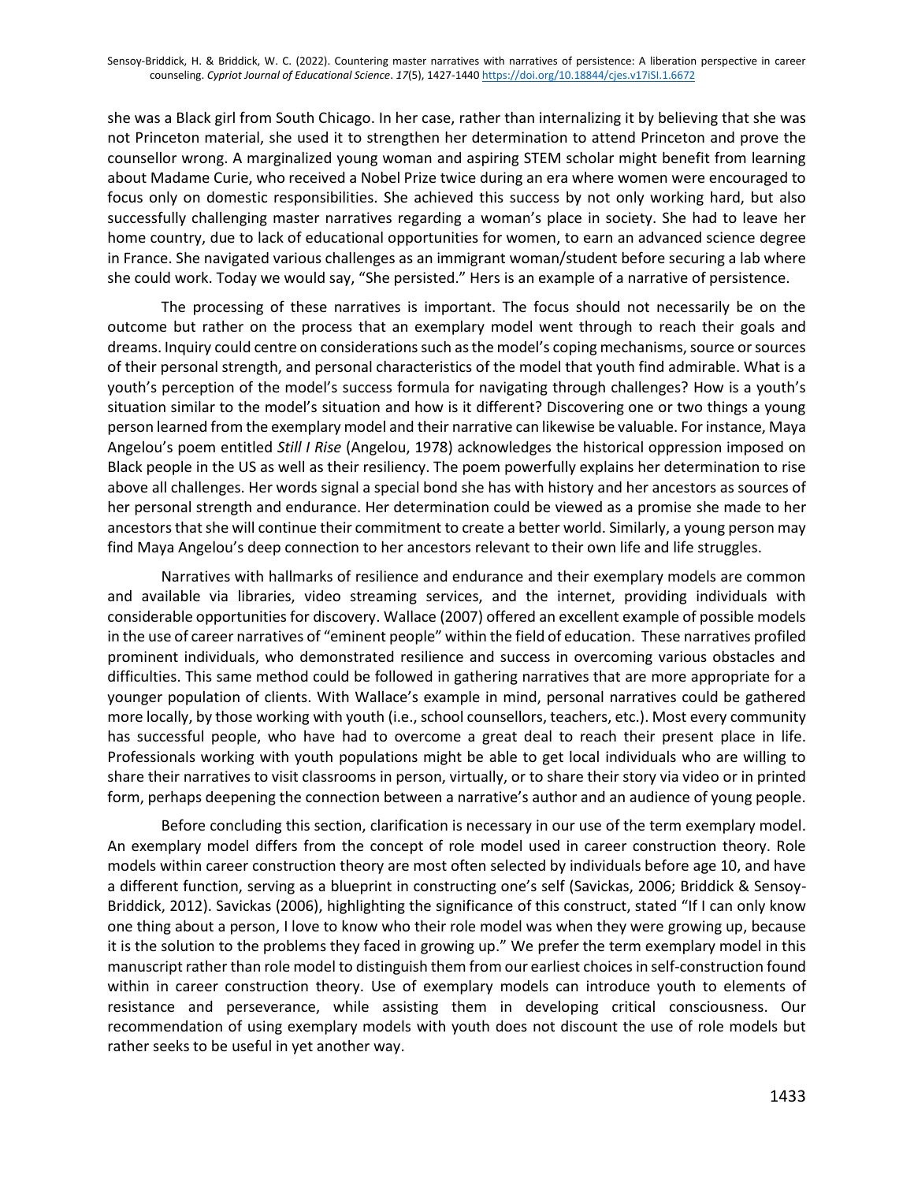she was a Black girl from South Chicago. In her case, rather than internalizing it by believing that she was not Princeton material, she used it to strengthen her determination to attend Princeton and prove the counsellor wrong. A marginalized young woman and aspiring STEM scholar might benefit from learning about Madame Curie, who received a Nobel Prize twice during an era where women were encouraged to focus only on domestic responsibilities. She achieved this success by not only working hard, but also successfully challenging master narratives regarding a woman's place in society. She had to leave her home country, due to lack of educational opportunities for women, to earn an advanced science degree in France. She navigated various challenges as an immigrant woman/student before securing a lab where she could work. Today we would say, "She persisted." Hers is an example of a narrative of persistence.

The processing of these narratives is important. The focus should not necessarily be on the outcome but rather on the process that an exemplary model went through to reach their goals and dreams. Inquiry could centre on considerations such as the model's coping mechanisms, source or sources of their personal strength, and personal characteristics of the model that youth find admirable. What is a youth's perception of the model's success formula for navigating through challenges? How is a youth's situation similar to the model's situation and how is it different? Discovering one or two things a young person learned from the exemplary model and their narrative can likewise be valuable. For instance, Maya Angelou's poem entitled *Still I Rise* (Angelou, 1978) acknowledges the historical oppression imposed on Black people in the US as well as their resiliency. The poem powerfully explains her determination to rise above all challenges. Her words signal a special bond she has with history and her ancestors as sources of her personal strength and endurance. Her determination could be viewed as a promise she made to her ancestors that she will continue their commitment to create a better world. Similarly, a young person may find Maya Angelou's deep connection to her ancestors relevant to their own life and life struggles.

Narratives with hallmarks of resilience and endurance and their exemplary models are common and available via libraries, video streaming services, and the internet, providing individuals with considerable opportunities for discovery. Wallace (2007) offered an excellent example of possible models in the use of career narratives of "eminent people" within the field of education. These narratives profiled prominent individuals, who demonstrated resilience and success in overcoming various obstacles and difficulties. This same method could be followed in gathering narratives that are more appropriate for a younger population of clients. With Wallace's example in mind, personal narratives could be gathered more locally, by those working with youth (i.e., school counsellors, teachers, etc.). Most every community has successful people, who have had to overcome a great deal to reach their present place in life. Professionals working with youth populations might be able to get local individuals who are willing to share their narratives to visit classrooms in person, virtually, or to share their story via video or in printed form, perhaps deepening the connection between a narrative's author and an audience of young people.

Before concluding this section, clarification is necessary in our use of the term exemplary model. An exemplary model differs from the concept of role model used in career construction theory. Role models within career construction theory are most often selected by individuals before age 10, and have a different function, serving as a blueprint in constructing one's self (Savickas, 2006; Briddick & Sensoy-Briddick, 2012). Savickas (2006), highlighting the significance of this construct, stated "If I can only know one thing about a person, I love to know who their role model was when they were growing up, because it is the solution to the problems they faced in growing up." We prefer the term exemplary model in this manuscript rather than role model to distinguish them from our earliest choices in self-construction found within in career construction theory. Use of exemplary models can introduce youth to elements of resistance and perseverance, while assisting them in developing critical consciousness. Our recommendation of using exemplary models with youth does not discount the use of role models but rather seeks to be useful in yet another way.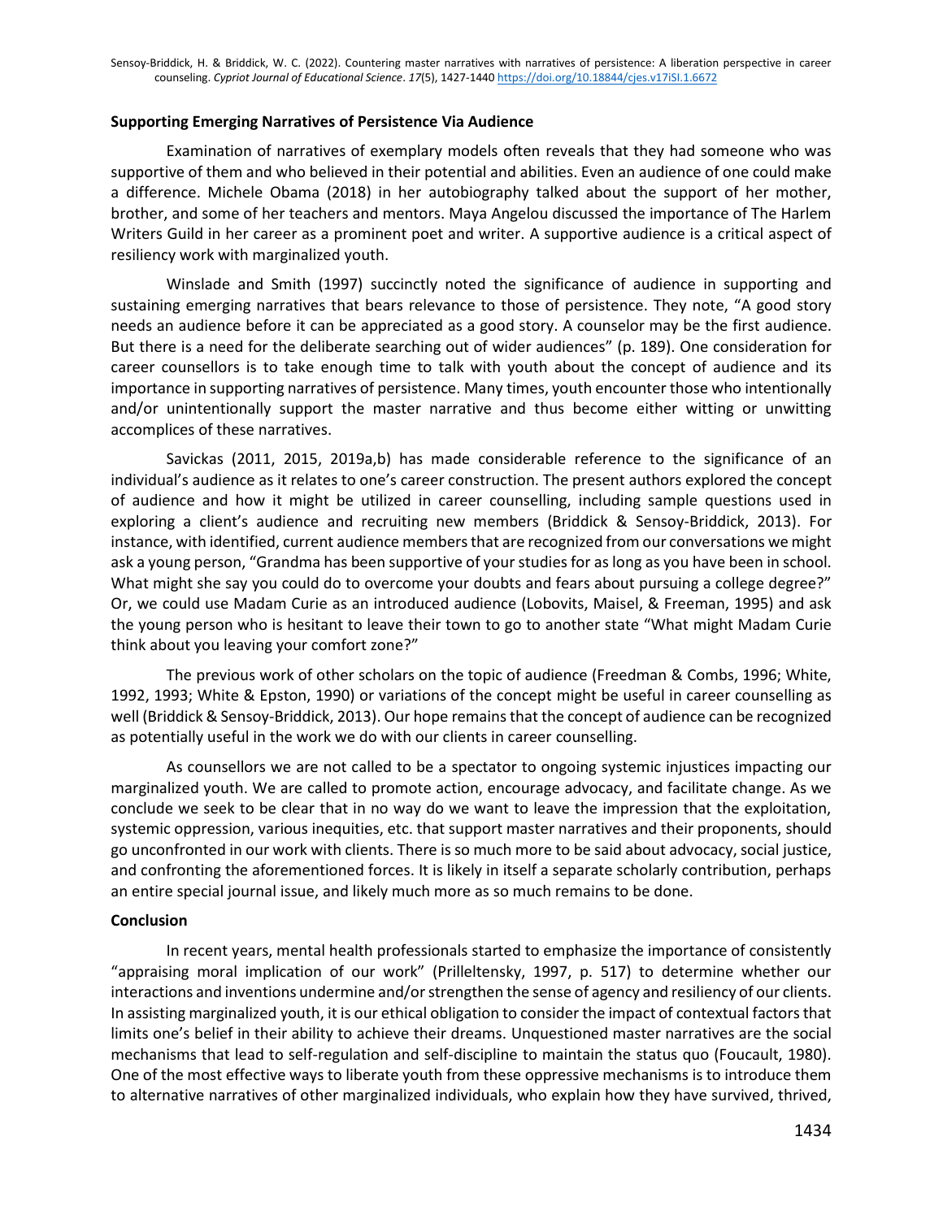### Supporting Emerging Narratives of Persistence Via Audience

Examination of narratives of exemplary models often reveals that they had someone who was supportive of them and who believed in their potential and abilities. Even an audience of one could make a difference. Michele Obama (2018) in her autobiography talked about the support of her mother, brother, and some of her teachers and mentors. Maya Angelou discussed the importance of The Harlem Writers Guild in her career as a prominent poet and writer. A supportive audience is a critical aspect of resiliency work with marginalized youth.

Winslade and Smith (1997) succinctly noted the significance of audience in supporting and sustaining emerging narratives that bears relevance to those of persistence. They note, "A good story needs an audience before it can be appreciated as a good story. A counselor may be the first audience. But there is a need for the deliberate searching out of wider audiences" (p. 189). One consideration for career counsellors is to take enough time to talk with youth about the concept of audience and its importance in supporting narratives of persistence. Many times, youth encounter those who intentionally and/or unintentionally support the master narrative and thus become either witting or unwitting accomplices of these narratives.

Savickas (2011, 2015, 2019a,b) has made considerable reference to the significance of an individual's audience as it relates to one's career construction. The present authors explored the concept of audience and how it might be utilized in career counselling, including sample questions used in exploring a client's audience and recruiting new members (Briddick & Sensoy-Briddick, 2013). For instance, with identified, current audience members that are recognized from our conversations we might ask a young person, "Grandma has been supportive of your studies for as long as you have been in school. What might she say you could do to overcome your doubts and fears about pursuing a college degree?" Or, we could use Madam Curie as an introduced audience (Lobovits, Maisel, & Freeman, 1995) and ask the young person who is hesitant to leave their town to go to another state "What might Madam Curie think about you leaving your comfort zone?"

The previous work of other scholars on the topic of audience (Freedman & Combs, 1996; White, 1992, 1993; White & Epston, 1990) or variations of the concept might be useful in career counselling as well (Briddick & Sensoy-Briddick, 2013). Our hope remains that the concept of audience can be recognized as potentially useful in the work we do with our clients in career counselling.

As counsellors we are not called to be a spectator to ongoing systemic injustices impacting our marginalized youth. We are called to promote action, encourage advocacy, and facilitate change. As we conclude we seek to be clear that in no way do we want to leave the impression that the exploitation, systemic oppression, various inequities, etc. that support master narratives and their proponents, should go unconfronted in our work with clients. There is so much more to be said about advocacy, social justice, and confronting the aforementioned forces. It is likely in itself a separate scholarly contribution, perhaps an entire special journal issue, and likely much more as so much remains to be done.

### Conclusion

In recent years, mental health professionals started to emphasize the importance of consistently "appraising moral implication of our work" (Prilleltensky, 1997, p. 517) to determine whether our interactions and inventions undermine and/or strengthen the sense of agency and resiliency of our clients. In assisting marginalized youth, it is our ethical obligation to consider the impact of contextual factors that limits one's belief in their ability to achieve their dreams. Unquestioned master narratives are the social mechanisms that lead to self-regulation and self-discipline to maintain the status quo (Foucault, 1980). One of the most effective ways to liberate youth from these oppressive mechanisms is to introduce them to alternative narratives of other marginalized individuals, who explain how they have survived, thrived,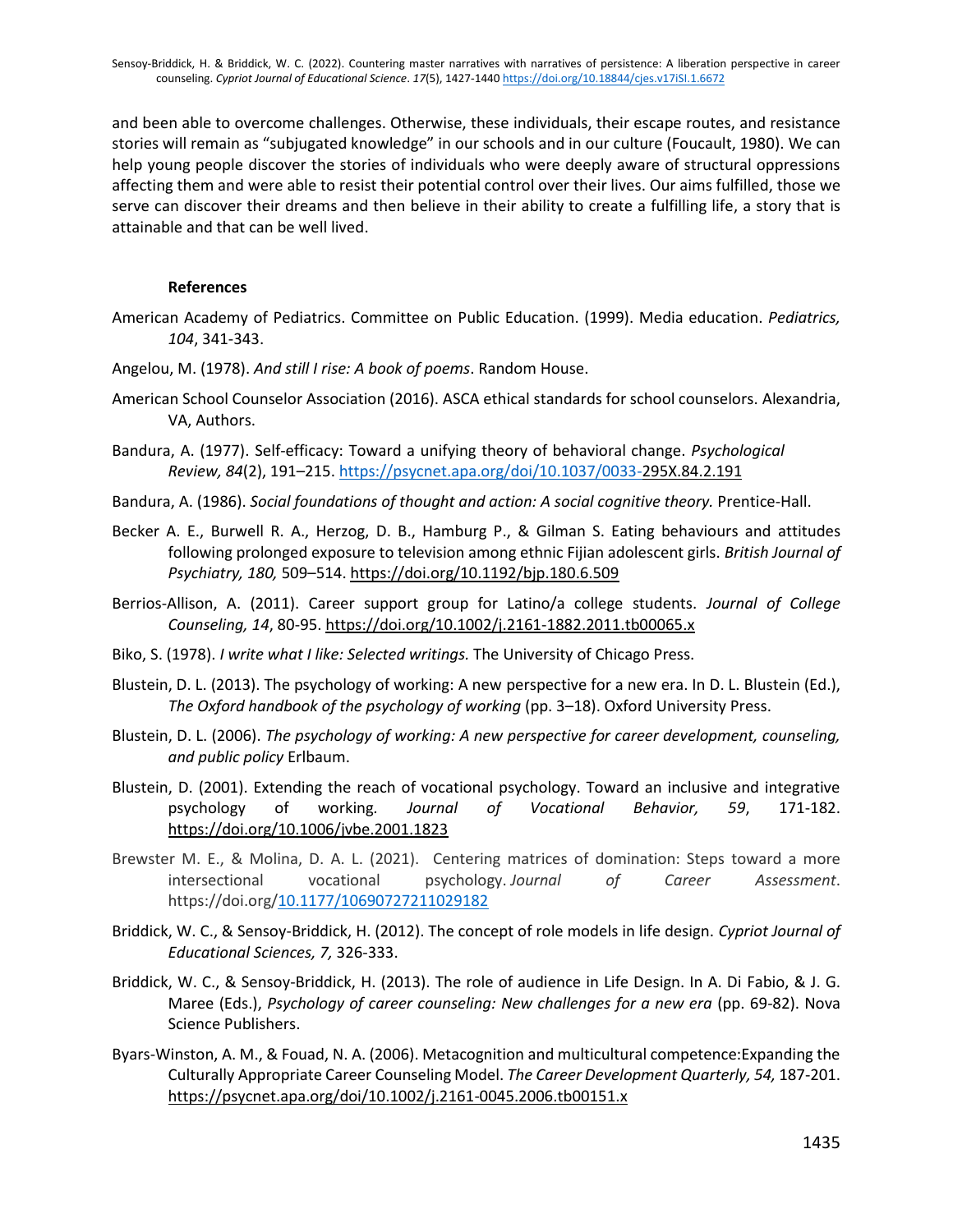and been able to overcome challenges. Otherwise, these individuals, their escape routes, and resistance stories will remain as "subjugated knowledge" in our schools and in our culture (Foucault, 1980). We can help young people discover the stories of individuals who were deeply aware of structural oppressions affecting them and were able to resist their potential control over their lives. Our aims fulfilled, those we serve can discover their dreams and then believe in their ability to create a fulfilling life, a story that is attainable and that can be well lived.

## References

American Academy of Pediatrics. Committee on Public Education. (1999). Media education. *Pediatrics, 104*, 341-343.

Angelou, M. (1978). *And still I rise: A book of poems*. Random House.

American School Counselor Association (2016). ASCA ethical standards for school counselors. Alexandria, VA, Authors.

Bandura, A. (1977). Self-efficacy: Toward a unifying theory of behavioral change. *Psychological Review, 84*(2), 191–215. https://psycnet.apa.org/doi/10.1037/0033-295X.84.2.191

Bandura, A. (1986). *Social foundations of thought and action: A social cognitive theory.* Prentice-Hall.

Becker A. E., Burwell R. A., Herzog, D. B., Hamburg P., & Gilman S. Eating behaviours and attitudes following prolonged exposure to television among ethnic Fijian adolescent girls. *British Journal of Psychiatry, 180,* 509–514. https://doi.org/10.1192/bjp.180.6.509

Berrios-Allison, A. (2011). Career support group for Latino/a college students. *Journal of College Counseling, 14*, 80-95. https://doi.org/10.1002/j.2161-1882.2011.tb00065.x

Biko, S. (1978). *I write what I like: Selected writings.* The University of Chicago Press.

Blustein, D. L. (2013). The psychology of working: A new perspective for a new era. In D. L. Blustein (Ed.), *The Oxford handbook of the psychology of working* (pp. 3–18). Oxford University Press.

Blustein, D. L. (2006). *The psychology of working: A new perspective for career development, counseling, and public policy* Erlbaum.

Blustein, D. (2001). Extending the reach of vocational psychology. Toward an inclusive and integrative psychology of working. *Journal of Vocational Behavior, 59*, 171-182. https://doi.org/10.1006/jvbe.2001.1823

Brewster M. E., & Molina, D. A. L. (2021). Centering matrices of domination: Steps toward a more intersectional vocational psychology. *Journal of Career Assessment*. https://doi.org/10.1177/10690727211029182

Briddick, W. C., & Sensoy-Briddick, H. (2012). The concept of role models in life design. *Cypriot Journal of Educational Sciences, 7,* 326-333.

Briddick, W. C., & Sensoy-Briddick, H. (2013). The role of audience in Life Design. In A. Di Fabio, & J. G. Maree (Eds.), *Psychology of career counseling: New challenges for a new era* (pp. 69-82). Nova Science Publishers.

Byars-Winston, A. M., & Fouad, N. A. (2006). Metacognition and multicultural competence:Expanding the Culturally Appropriate Career Counseling Model. *The Career Development Quarterly, 54,* 187-201. https://psycnet.apa.org/doi/10.1002/j.2161-0045.2006.tb00151.x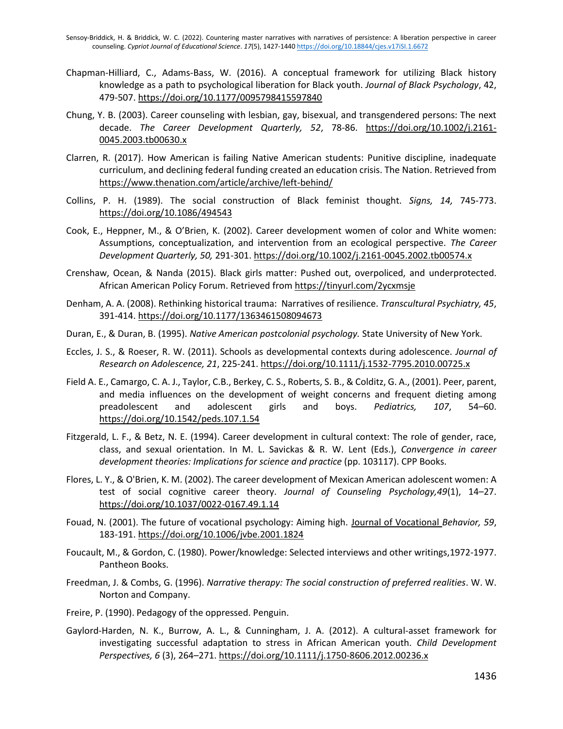Chapman-Hilliard, C., Adams-Bass, W. (2016). A conceptual framework for utilizing Black history knowledge as a path to psychological liberation for Black youth. *Journal of Black Psychology*, 42, 479-507. https://doi.org/10.1177/0095798415597840

Chung, Y. B. (2003). Career counseling with lesbian, gay, bisexual, and transgendered persons: The next decade. *The Career Development Quarterly, 52*, 78-86. https://doi.org/10.1002/j.2161-0045.2003.tb00630.x

Clarren, R. (2017). How American is failing Native American students: Punitive discipline, inadequate curriculum, and declining federal funding created an education crisis. The Nation. Retrieved from https://www.thenation.com/article/archive/left-behind/

Collins, P. H. (1989). The social construction of Black feminist thought. *Signs, 14,* 745-773. https://doi.org/10.1086/494543

Cook, E., Heppner, M., & O'Brien, K. (2002). Career development women of color and White women: Assumptions, conceptualization, and intervention from an ecological perspective. *The Career Development Quarterly, 50,* 291-301. https://doi.org/10.1002/j.2161-0045.2002.tb00574.x

Crenshaw, Ocean, & Nanda (2015). Black girls matter: Pushed out, overpoliced, and underprotected. African American Policy Forum. Retrieved from https://tinyurl.com/2ycxmsje

Denham, A. A. (2008). Rethinking historical trauma: Narratives of resilience. *Transcultural Psychiatry, 45*, 391-414. https://doi.org/10.1177/1363461508094673

Duran, E., & Duran, B. (1995). *Native American postcolonial psychology.* State University of New York.

Eccles, J. S., & Roeser, R. W. (2011). Schools as developmental contexts during adolescence. *Journal of Research on Adolescence, 21*, 225-241. https://doi.org/10.1111/j.1532-7795.2010.00725.x

Field A. E., Camargo, C. A. J., Taylor, C.B., Berkey, C. S., Roberts, S. B., & Colditz, G. A., (2001). Peer, parent, and media influences on the development of weight concerns and frequent dieting among preadolescent and adolescent girls and boys. *Pediatrics, 107*, 54–60. https://doi.org/10.1542/peds.107.1.54

Fitzgerald, L. F., & Betz, N. E. (1994). Career development in cultural context: The role of gender, race, class, and sexual orientation. In M. L. Savickas & R. W. Lent (Eds.), *Convergence in career development theories: Implications for science and practice* (pp. 103117). CPP Books.

Flores, L. Y., & O'Brien, K. M. (2002). The career development of Mexican American adolescent women: A test of social cognitive career theory. *Journal of Counseling Psychology,49*(1), 14–27. https://doi.org/10.1037/0022-0167.49.1.14

Fouad, N. (2001). The future of vocational psychology: Aiming high. Journal of Vocational *Behavior, 59*, 183-191. https://doi.org/10.1006/jvbe.2001.1824

Foucault, M., & Gordon, C. (1980). Power/knowledge: Selected interviews and other writings,1972-1977. Pantheon Books.

Freedman, J. & Combs, G. (1996). *Narrative therapy: The social construction of preferred realities*. W. W. Norton and Company.

Freire, P. (1990). Pedagogy of the oppressed. Penguin.

Gaylord-Harden, N. K., Burrow, A. L., & Cunningham, J. A. (2012). A cultural-asset framework for investigating successful adaptation to stress in African American youth. *Child Development Perspectives, 6* (3), 264–271. https://doi.org/10.1111/j.1750-8606.2012.00236.x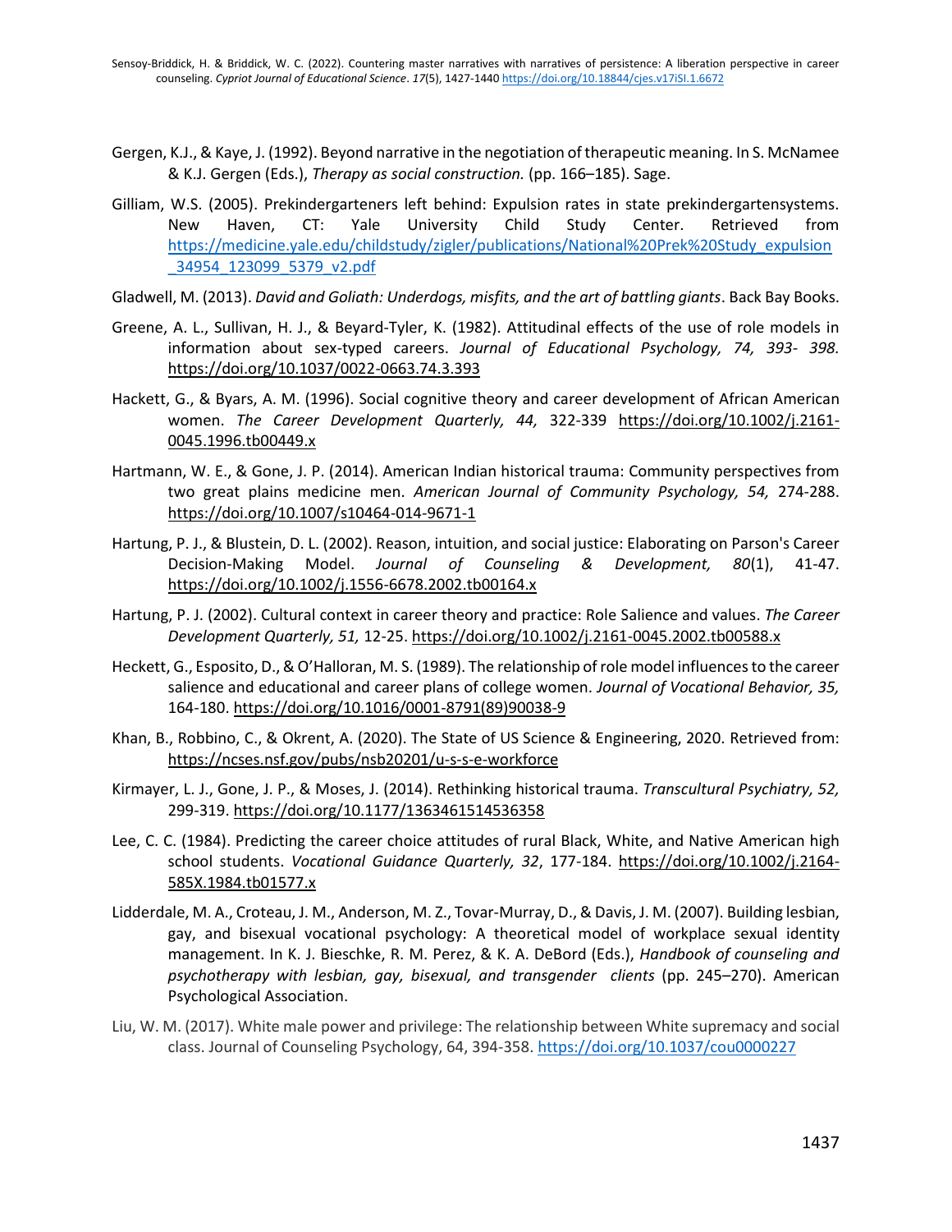Gergen, K.J., & Kaye, J. (1992). Beyond narrative in the negotiation of therapeutic meaning. In S. McNamee & K.J. Gergen (Eds.), *Therapy as social construction.* (pp. 166–185). Sage.

Gilliam, W.S. (2005). Prekindergarteners left behind: Expulsion rates in state prekindergartensystems. New Haven, CT: Yale University Child Study Center. Retrieved from https://medicine.yale.edu/childstudy/zigler/publications/National%20Prek%20Study_expulsion_34954_123099_5379_v2.pdf

Gladwell, M. (2013). *David and Goliath: Underdogs, misfits, and the art of battling giants*. Back Bay Books.

Greene, A. L., Sullivan, H. J., & Beyard-Tyler, K. (1982). Attitudinal effects of the use of role models in information about sex-typed careers. *Journal of Educational Psychology, 74, 393- 398.* https://doi.org/10.1037/0022-0663.74.3.393

Hackett, G., & Byars, A. M. (1996). Social cognitive theory and career development of African American women. *The Career Development Quarterly, 44,* 322-339 https://doi.org/10.1002/j.2161-0045.1996.tb00449.x

Hartmann, W. E., & Gone, J. P. (2014). American Indian historical trauma: Community perspectives from two great plains medicine men. *American Journal of Community Psychology, 54,* 274-288. https://doi.org/10.1007/s10464-014-9671-1

Hartung, P. J., & Blustein, D. L. (2002). Reason, intuition, and social justice: Elaborating on Parson's Career Decision-Making Model. *Journal of Counseling & Development, 80*(1), 41-47. https://doi.org/10.1002/j.1556-6678.2002.tb00164.x

Hartung, P. J. (2002). Cultural context in career theory and practice: Role Salience and values. *The Career Development Quarterly, 51,* 12-25. https://doi.org/10.1002/j.2161-0045.2002.tb00588.x

Heckett, G., Esposito, D., & O'Halloran, M. S. (1989). The relationship of role model influences to the career salience and educational and career plans of college women. *Journal of Vocational Behavior, 35,* 164-180. https://doi.org/10.1016/0001-8791(89)90038-9

Khan, B., Robbino, C., & Okrent, A. (2020). The State of US Science & Engineering, 2020. Retrieved from: https://ncses.nsf.gov/pubs/nsb20201/u-s-s-e-workforce

Kirmayer, L. J., Gone, J. P., & Moses, J. (2014). Rethinking historical trauma. *Transcultural Psychiatry, 52,* 299-319. https://doi.org/10.1177/1363461514536358

Lee, C. C. (1984). Predicting the career choice attitudes of rural Black, White, and Native American high school students. *Vocational Guidance Quarterly, 32*, 177-184. https://doi.org/10.1002/j.2164-585X.1984.tb01577.x

Lidderdale, M. A., Croteau, J. M., Anderson, M. Z., Tovar-Murray, D., & Davis, J. M. (2007). Building lesbian, gay, and bisexual vocational psychology: A theoretical model of workplace sexual identity management. In K. J. Bieschke, R. M. Perez, & K. A. DeBord (Eds.), *Handbook of counseling and psychotherapy with lesbian, gay, bisexual, and transgender clients* (pp. 245–270). American Psychological Association.

Liu, W. M. (2017). White male power and privilege: The relationship between White supremacy and social class. Journal of Counseling Psychology, 64, 394-358. https://doi.org/10.1037/cou0000227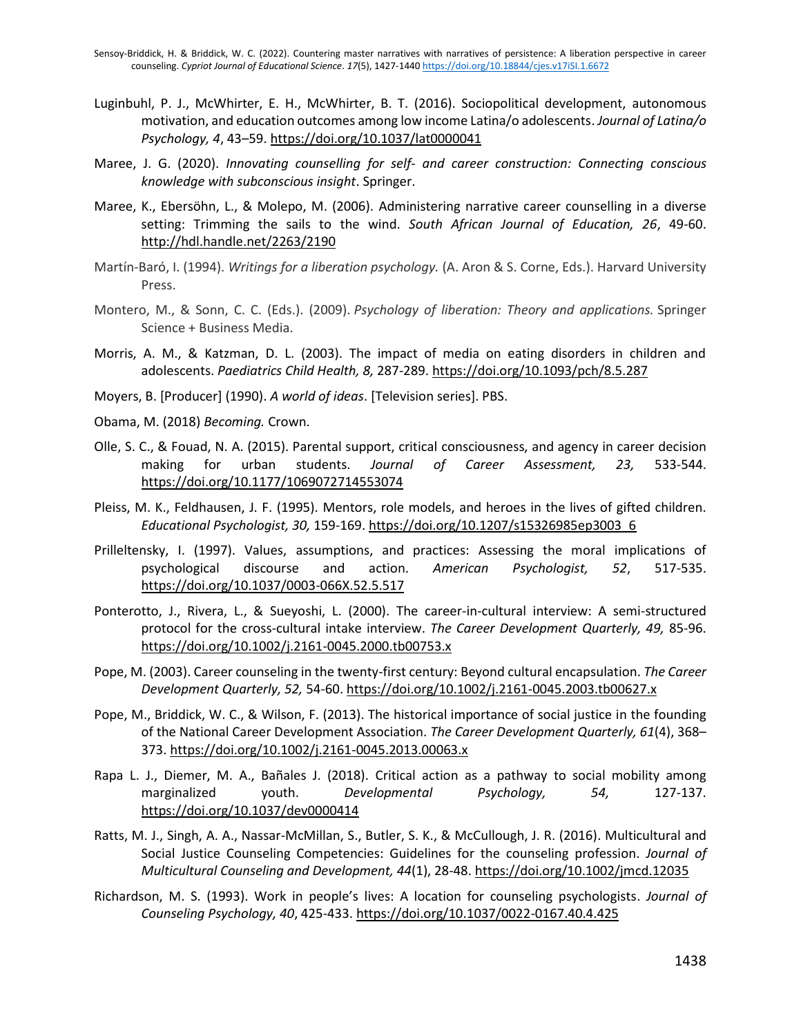Luginbuhl, P. J., McWhirter, E. H., McWhirter, B. T. (2016). Sociopolitical development, autonomous motivation, and education outcomes among low income Latina/o adolescents. *Journal of Latina/o Psychology, 4*, 43–59. https://doi.org/10.1037/lat0000041

Maree, J. G. (2020). *Innovating counselling for self- and career construction: Connecting conscious knowledge with subconscious insight*. Springer.

Maree, K., Ebersöhn, L., & Molepo, M. (2006). Administering narrative career counselling in a diverse setting: Trimming the sails to the wind. *South African Journal of Education, 26*, 49-60. http://hdl.handle.net/2263/2190

Martín-Baró, I. (1994). *Writings for a liberation psychology.* (A. Aron & S. Corne, Eds.). Harvard University Press.

Montero, M., & Sonn, C. C. (Eds.). (2009). *Psychology of liberation: Theory and applications.* Springer Science + Business Media.

Morris, A. M., & Katzman, D. L. (2003). The impact of media on eating disorders in children and adolescents. *Paediatrics Child Health, 8,* 287-289. https://doi.org/10.1093/pch/8.5.287

Moyers, B. [Producer] (1990). *A world of ideas*. [Television series]. PBS.

Obama, M. (2018) *Becoming.* Crown.

Olle, S. C., & Fouad, N. A. (2015). Parental support, critical consciousness, and agency in career decision making for urban students. *Journal of Career Assessment, 23,* 533-544. https://doi.org/10.1177/1069072714553074

Pleiss, M. K., Feldhausen, J. F. (1995). Mentors, role models, and heroes in the lives of gifted children. *Educational Psychologist, 30,* 159-169. https://doi.org/10.1207/s15326985ep3003_6

Prilleltensky, I. (1997). Values, assumptions, and practices: Assessing the moral implications of psychological discourse and action. *American Psychologist, 52*, 517-535. https://doi.org/10.1037/0003-066X.52.5.517

Ponterotto, J., Rivera, L., & Sueyoshi, L. (2000). The career-in-cultural interview: A semi-structured protocol for the cross-cultural intake interview. *The Career Development Quarterly, 49,* 85-96. https://doi.org/10.1002/j.2161-0045.2000.tb00753.x

Pope, M. (2003). Career counseling in the twenty-first century: Beyond cultural encapsulation. *The Career Development Quarterly, 52,* 54-60. https://doi.org/10.1002/j.2161-0045.2003.tb00627.x

Pope, M., Briddick, W. C., & Wilson, F. (2013). The historical importance of social justice in the founding of the National Career Development Association. *The Career Development Quarterly, 61*(4), 368–373. https://doi.org/10.1002/j.2161-0045.2013.00063.x

Rapa L. J., Diemer, M. A., Bañales J. (2018). Critical action as a pathway to social mobility among marginalized youth. *Developmental Psychology, 54,* 127-137. https://doi.org/10.1037/dev0000414

Ratts, M. J., Singh, A. A., Nassar-McMillan, S., Butler, S. K., & McCullough, J. R. (2016). Multicultural and Social Justice Counseling Competencies: Guidelines for the counseling profession. *Journal of Multicultural Counseling and Development, 44*(1), 28-48. https://doi.org/10.1002/jmcd.12035

Richardson, M. S. (1993). Work in people's lives: A location for counseling psychologists. *Journal of Counseling Psychology, 40*, 425-433. https://doi.org/10.1037/0022-0167.40.4.425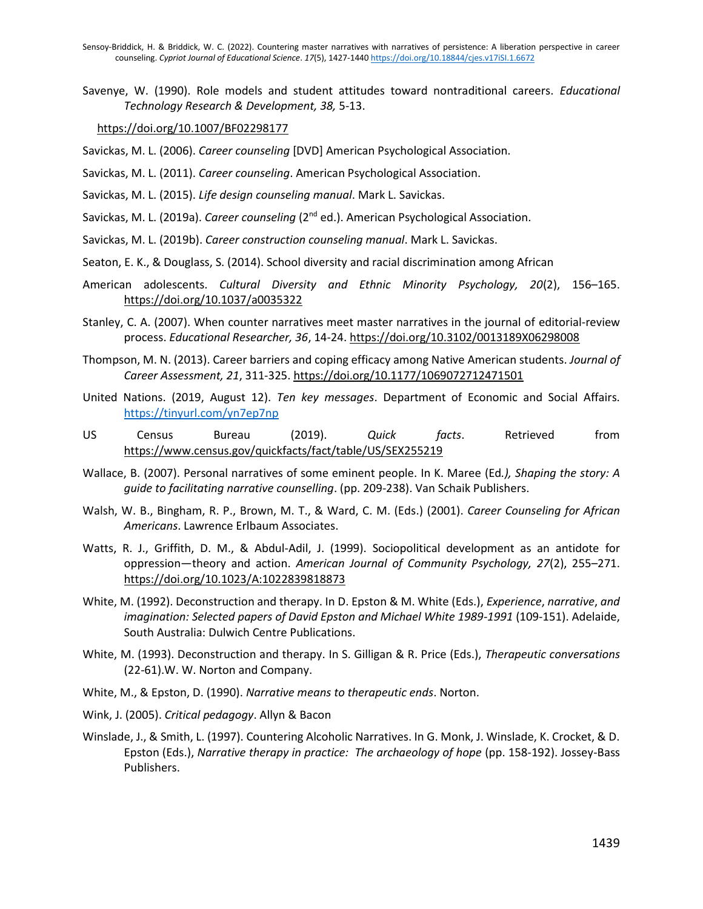Savenye, W. (1990). Role models and student attitudes toward nontraditional careers. *Educational Technology Research & Development, 38,* 5-13.

https://doi.org/10.1007/BF02298177

Savickas, M. L. (2006). *Career counseling* [DVD] American Psychological Association.

Savickas, M. L. (2011). *Career counseling*. American Psychological Association.

Savickas, M. L. (2015). *Life design counseling manual*. Mark L. Savickas.

Savickas, M. L. (2019a). *Career counseling* (2nd ed.). American Psychological Association.

Savickas, M. L. (2019b). *Career construction counseling manual*. Mark L. Savickas.

Seaton, E. K., & Douglass, S. (2014). School diversity and racial discrimination among African

American adolescents. *Cultural Diversity and Ethnic Minority Psychology, 20*(2), 156–165. https://doi.org/10.1037/a0035322

Stanley, C. A. (2007). When counter narratives meet master narratives in the journal of editorial-review process. *Educational Researcher, 36*, 14-24. https://doi.org/10.3102/0013189X06298008

Thompson, M. N. (2013). Career barriers and coping efficacy among Native American students. *Journal of Career Assessment, 21*, 311-325. https://doi.org/10.1177/1069072712471501

United Nations. (2019, August 12). *Ten key messages*. Department of Economic and Social Affairs. https://tinyurl.com/yn7ep7np

US Census Bureau (2019). *Quick facts*. Retrieved from https://www.census.gov/quickfacts/fact/table/US/SEX255219

Wallace, B. (2007). Personal narratives of some eminent people. In K. Maree (Ed.), *Shaping the story: A guide to facilitating narrative counselling*. (pp. 209-238). Van Schaik Publishers.

Walsh, W. B., Bingham, R. P., Brown, M. T., & Ward, C. M. (Eds.) (2001). *Career Counseling for African Americans*. Lawrence Erlbaum Associates.

Watts, R. J., Griffith, D. M., & Abdul-Adil, J. (1999). Sociopolitical development as an antidote for oppression—theory and action. *American Journal of Community Psychology, 27*(2), 255–271. https://doi.org/10.1023/A:1022839818873

White, M. (1992). Deconstruction and therapy. In D. Epston & M. White (Eds.), *Experience*, *narrative*, *and imagination: Selected papers of David Epston and Michael White 1989-1991* (109-151). Adelaide, South Australia: Dulwich Centre Publications.

White, M. (1993). Deconstruction and therapy. In S. Gilligan & R. Price (Eds.), *Therapeutic conversations* (22-61).W. W. Norton and Company.

White, M., & Epston, D. (1990). *Narrative means to therapeutic ends*. Norton.

Wink, J. (2005). *Critical pedagogy*. Allyn & Bacon

Winslade, J., & Smith, L. (1997). Countering Alcoholic Narratives. In G. Monk, J. Winslade, K. Crocket, & D. Epston (Eds.), *Narrative therapy in practice: The archaeology of hope* (pp. 158-192). Jossey-Bass Publishers.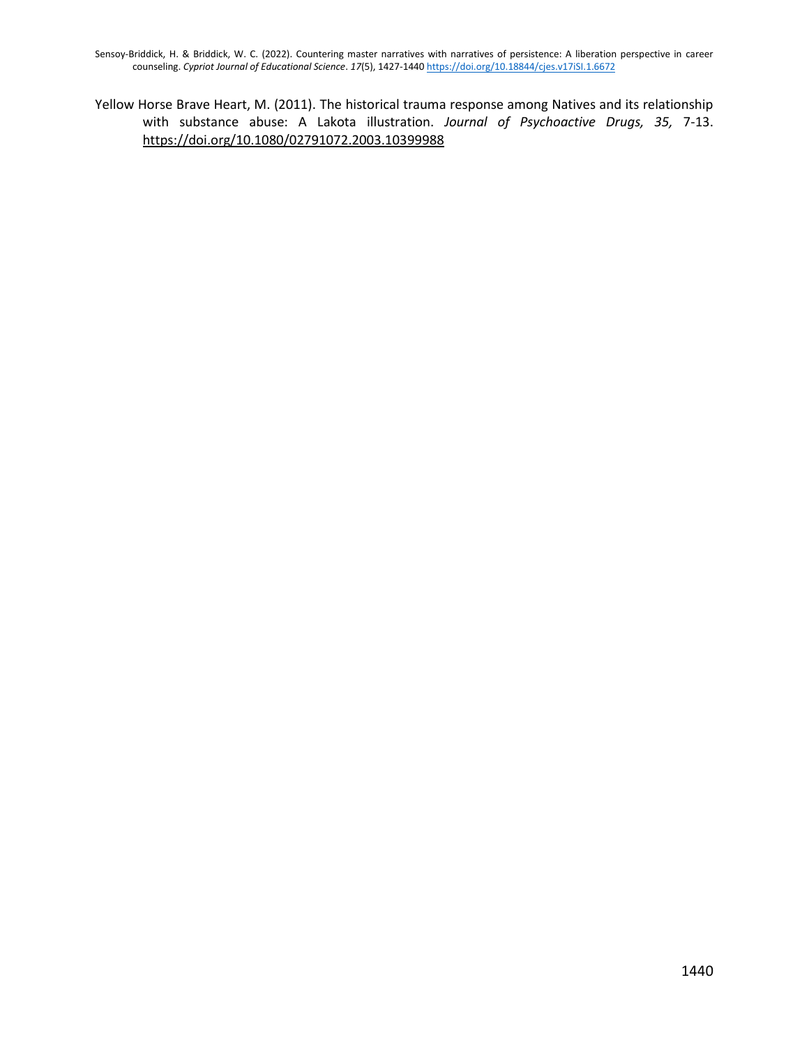Yellow Horse Brave Heart, M. (2011). The historical trauma response among Natives and its relationship with substance abuse: A Lakota illustration. *Journal of Psychoactive Drugs, 35,* 7-13. https://doi.org/10.1080/02791072.2003.10399988